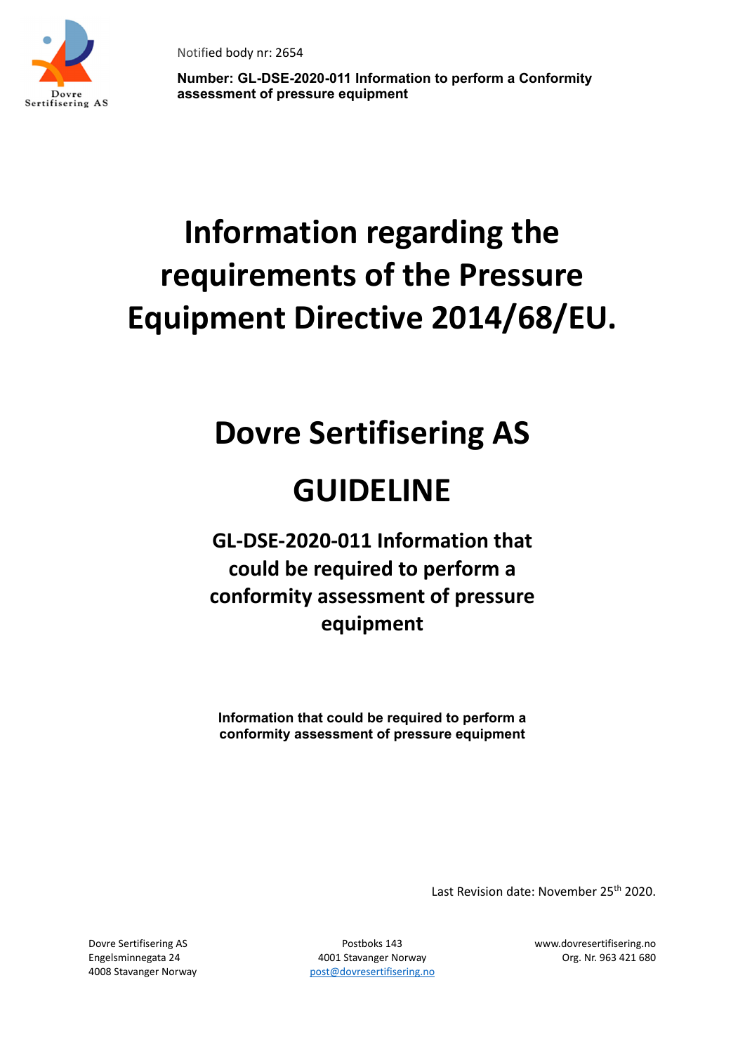Notified body nr: 2654

**Number: GL-DSE-2020-011 Information to perform a Conformity assessment of pressure equipment**

# Information regarding the requirements of the Pressure Equipment Directive 2014/68/EU.

# Dovre Sertifisering AS

# GUIDELINE

## GL-DSE-2020-011 Information that could be required to perform a conformity assessment of pressure equipment

**Information that could be required to perform a conformity assessment of pressure equipment**

Last Revision date: November 25th 2020.

Dovre Sertifisering AS
Engelsminnegata 24
4008 Stavanger Norway

Postboks 143
4001 Stavanger Norway
post@dovresertifisering.no

www.dovresertifisering.no
Org. Nr. 963 421 680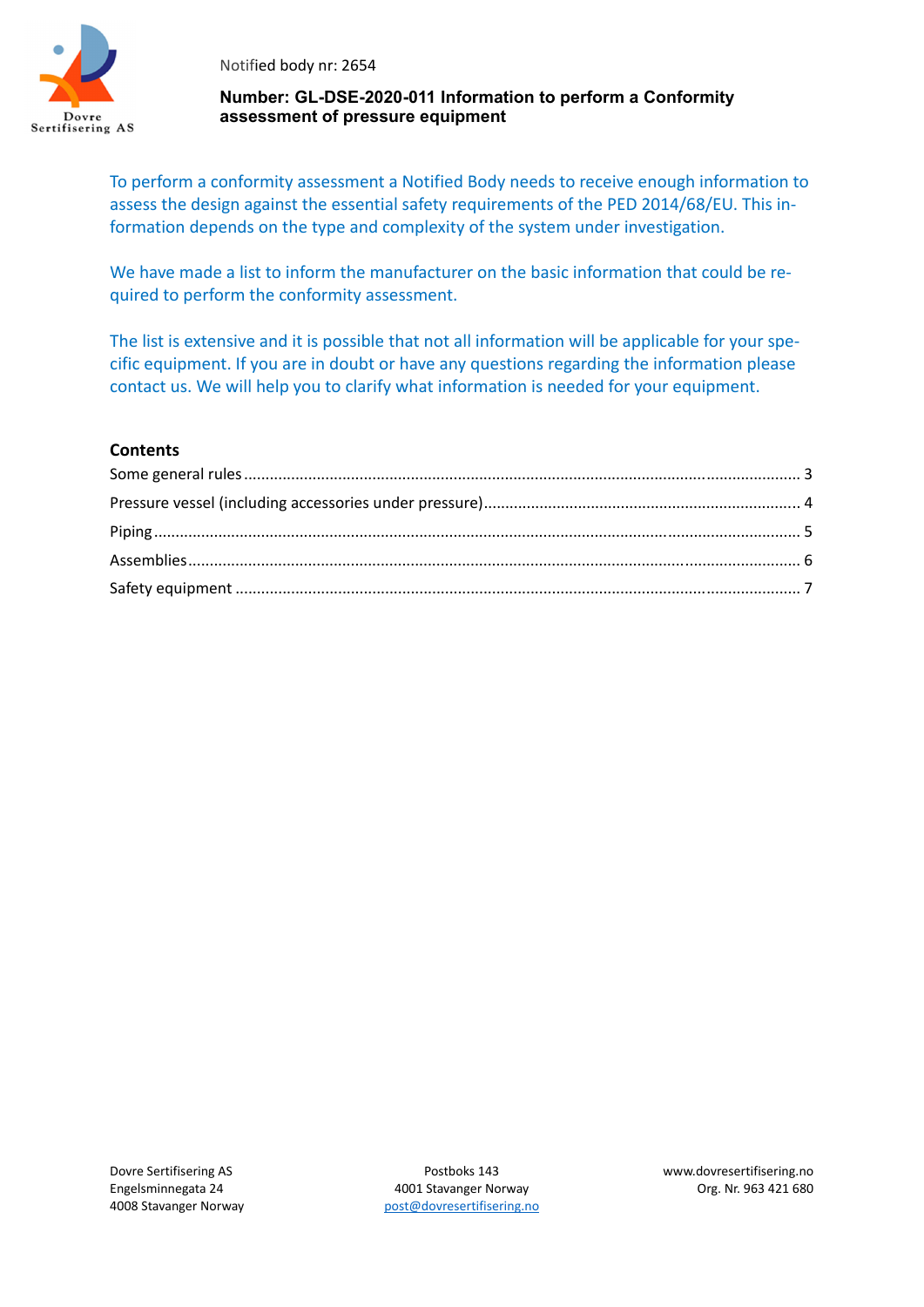Notified body nr: 2654

**Number: GL-DSE-2020-011 Information to perform a Conformity assessment of pressure equipment**

To perform a conformity assessment a Notified Body needs to receive enough information to assess the design against the essential safety requirements of the PED 2014/68/EU. This information depends on the type and complexity of the system under investigation.

We have made a list to inform the manufacturer on the basic information that could be required to perform the conformity assessment.

The list is extensive and it is possible that not all information will be applicable for your specific equipment. If you are in doubt or have any questions regarding the information please contact us. We will help you to clarify what information is needed for your equipment.

## Contents

Some general rules ........................................................ 3
Pressure vessel (including accessories under pressure) ........................................................ 4
Piping ........................................................ 5
Assemblies ........................................................ 6
Safety equipment ........................................................ 7

Dovre Sertifisering AS
Engelsminnegata 24
4008 Stavanger Norway

Postboks 143
4001 Stavanger Norway
post@dovresertifisering.no

www.dovresertifisering.no
Org. Nr. 963 421 680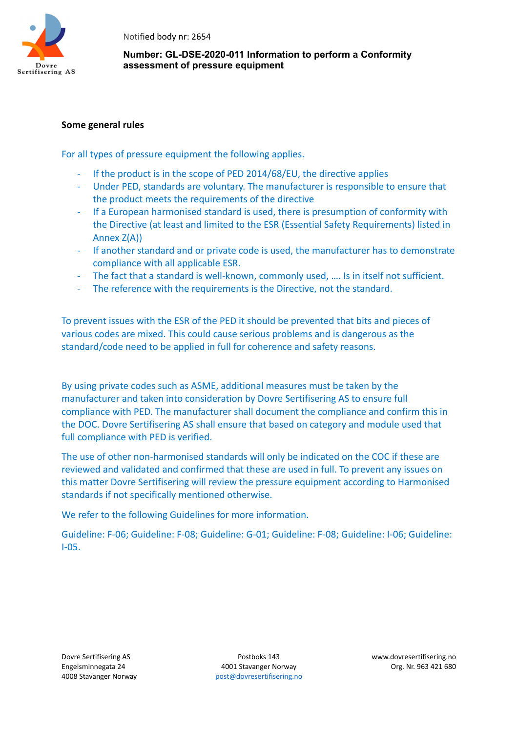**Some general rules**

For all types of pressure equipment the following applies.

- If the product is in the scope of PED 2014/68/EU, the directive applies
- Under PED, standards are voluntary. The manufacturer is responsible to ensure that the product meets the requirements of the directive
- If a European harmonised standard is used, there is presumption of conformity with the Directive (at least and limited to the ESR (Essential Safety Requirements) listed in Annex Z(A))
- If another standard and or private code is used, the manufacturer has to demonstrate compliance with all applicable ESR.
- The fact that a standard is well-known, commonly used, …. Is in itself not sufficient.
- The reference with the requirements is the Directive, not the standard.

To prevent issues with the ESR of the PED it should be prevented that bits and pieces of various codes are mixed. This could cause serious problems and is dangerous as the standard/code need to be applied in full for coherence and safety reasons.

By using private codes such as ASME, additional measures must be taken by the manufacturer and taken into consideration by Dovre Sertifisering AS to ensure full compliance with PED. The manufacturer shall document the compliance and confirm this in the DOC. Dovre Sertifisering AS shall ensure that based on category and module used that full compliance with PED is verified.

The use of other non-harmonised standards will only be indicated on the COC if these are reviewed and validated and confirmed that these are used in full. To prevent any issues on this matter Dovre Sertifisering will review the pressure equipment according to Harmonised standards if not specifically mentioned otherwise.

We refer to the following Guidelines for more information.

Guideline: F-06; Guideline: F-08; Guideline: G-01; Guideline: F-08; Guideline: I-06; Guideline: I-05.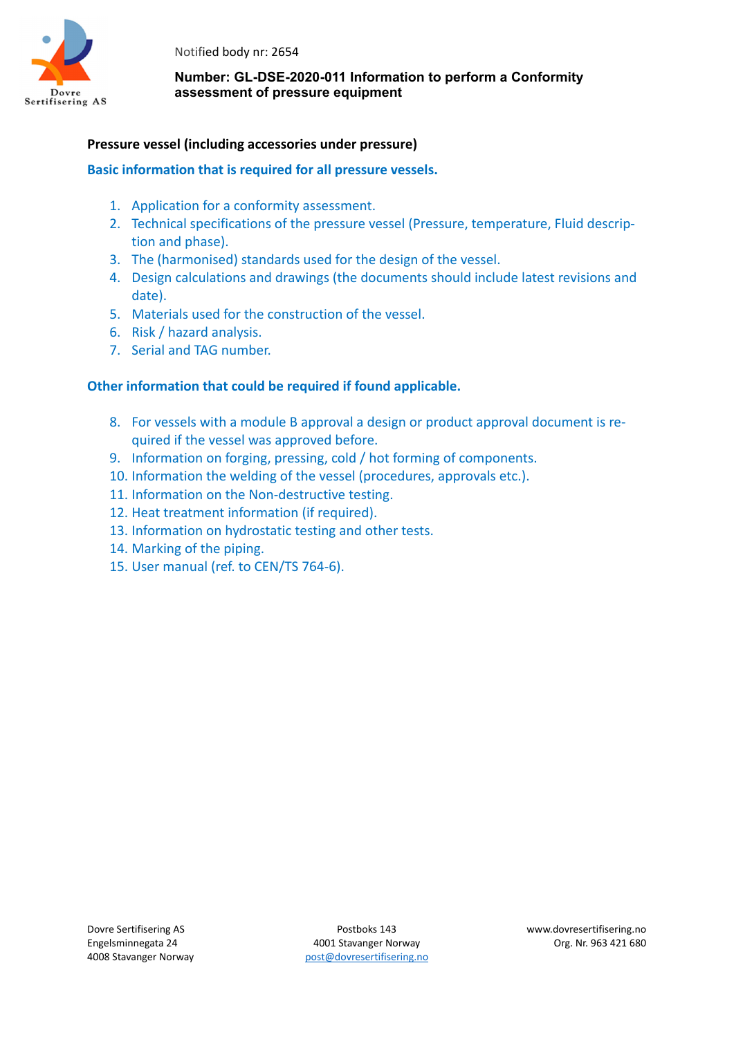Notified body nr: 2654

**Number: GL-DSE-2020-011 Information to perform a Conformity assessment of pressure equipment**

**Pressure vessel (including accessories under pressure)**

**Basic information that is required for all pressure vessels.**

1. Application for a conformity assessment.
2. Technical specifications of the pressure vessel (Pressure, temperature, Fluid description and phase).
3. The (harmonised) standards used for the design of the vessel.
4. Design calculations and drawings (the documents should include latest revisions and date).
5. Materials used for the construction of the vessel.
6. Risk / hazard analysis.
7. Serial and TAG number.

**Other information that could be required if found applicable.**

8. For vessels with a module B approval a design or product approval document is required if the vessel was approved before.
9. Information on forging, pressing, cold / hot forming of components.
10. Information the welding of the vessel (procedures, approvals etc.).
11. Information on the Non-destructive testing.
12. Heat treatment information (if required).
13. Information on hydrostatic testing and other tests.
14. Marking of the piping.
15. User manual (ref. to CEN/TS 764-6).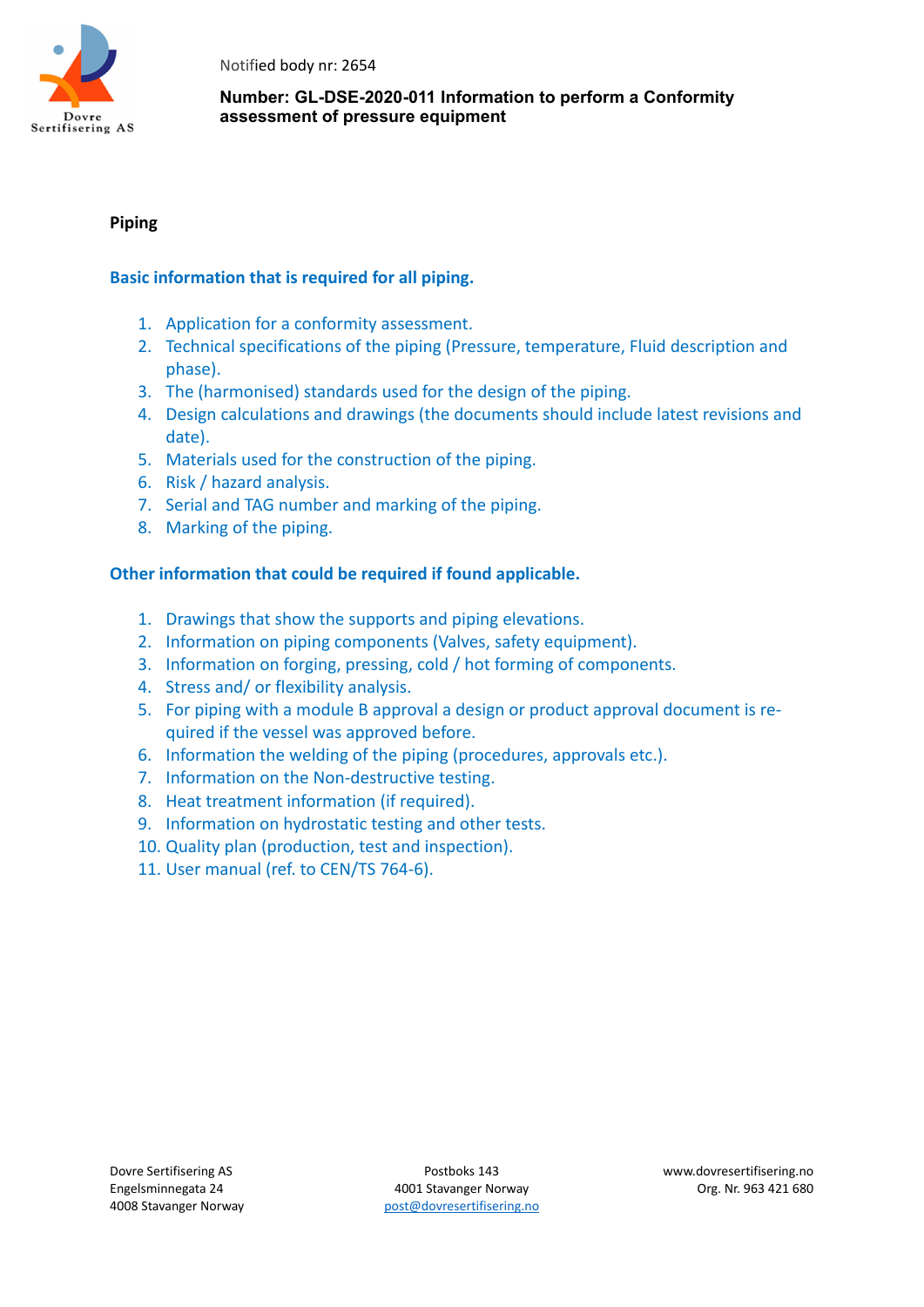**Piping**

**Basic information that is required for all piping.**

1. Application for a conformity assessment.
2. Technical specifications of the piping (Pressure, temperature, Fluid description and phase).
3. The (harmonised) standards used for the design of the piping.
4. Design calculations and drawings (the documents should include latest revisions and date).
5. Materials used for the construction of the piping.
6. Risk / hazard analysis.
7. Serial and TAG number and marking of the piping.
8. Marking of the piping.

**Other information that could be required if found applicable.**

1. Drawings that show the supports and piping elevations.
2. Information on piping components (Valves, safety equipment).
3. Information on forging, pressing, cold / hot forming of components.
4. Stress and/ or flexibility analysis.
5. For piping with a module B approval a design or product approval document is required if the vessel was approved before.
6. Information the welding of the piping (procedures, approvals etc.).
7. Information on the Non-destructive testing.
8. Heat treatment information (if required).
9. Information on hydrostatic testing and other tests.
10. Quality plan (production, test and inspection).
11. User manual (ref. to CEN/TS 764-6).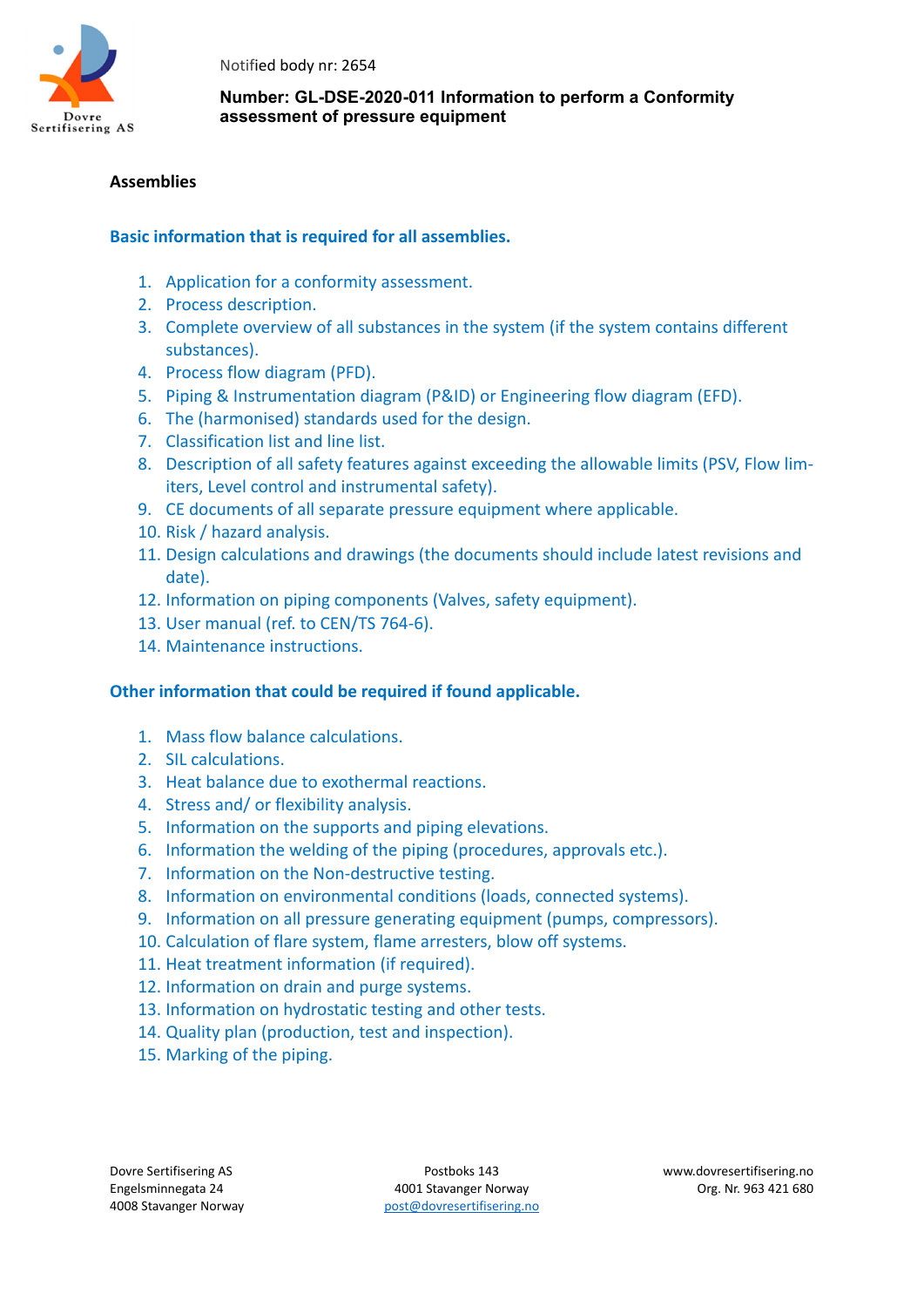## Assemblies

### Basic information that is required for all assemblies.

1. Application for a conformity assessment.
2. Process description.
3. Complete overview of all substances in the system (if the system contains different substances).
4. Process flow diagram (PFD).
5. Piping & Instrumentation diagram (P&ID) or Engineering flow diagram (EFD).
6. The (harmonised) standards used for the design.
7. Classification list and line list.
8. Description of all safety features against exceeding the allowable limits (PSV, Flow limiters, Level control and instrumental safety).
9. CE documents of all separate pressure equipment where applicable.
10. Risk / hazard analysis.
11. Design calculations and drawings (the documents should include latest revisions and date).
12. Information on piping components (Valves, safety equipment).
13. User manual (ref. to CEN/TS 764-6).
14. Maintenance instructions.

### Other information that could be required if found applicable.

1. Mass flow balance calculations.
2. SIL calculations.
3. Heat balance due to exothermal reactions.
4. Stress and/ or flexibility analysis.
5. Information on the supports and piping elevations.
6. Information the welding of the piping (procedures, approvals etc.).
7. Information on the Non-destructive testing.
8. Information on environmental conditions (loads, connected systems).
9. Information on all pressure generating equipment (pumps, compressors).
10. Calculation of flare system, flame arresters, blow off systems.
11. Heat treatment information (if required).
12. Information on drain and purge systems.
13. Information on hydrostatic testing and other tests.
14. Quality plan (production, test and inspection).
15. Marking of the piping.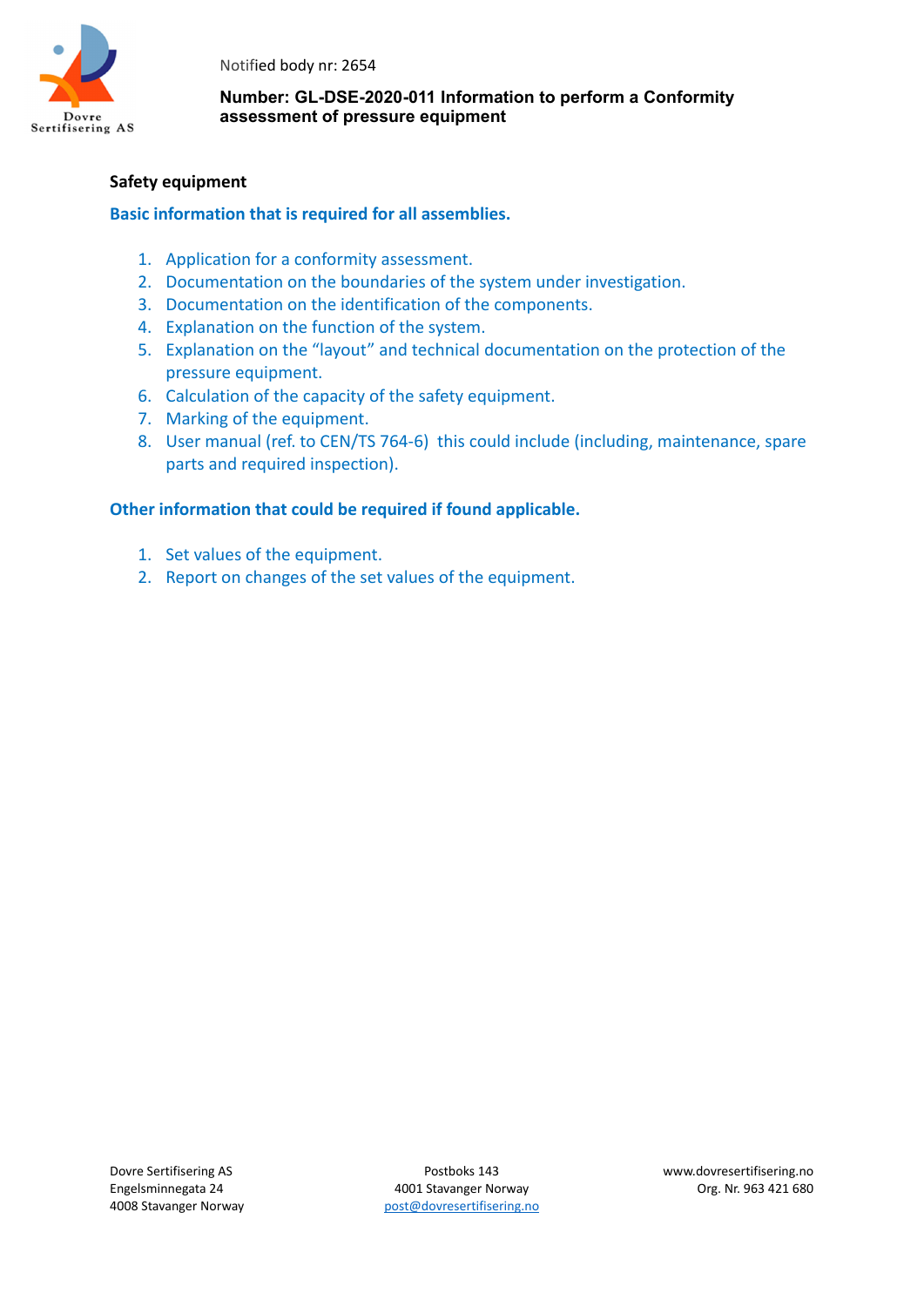Notified body nr: 2654

**Number: GL-DSE-2020-011 Information to perform a Conformity assessment of pressure equipment**

**Safety equipment**

**Basic information that is required for all assemblies.**

1. Application for a conformity assessment.
2. Documentation on the boundaries of the system under investigation.
3. Documentation on the identification of the components.
4. Explanation on the function of the system.
5. Explanation on the "layout" and technical documentation on the protection of the pressure equipment.
6. Calculation of the capacity of the safety equipment.
7. Marking of the equipment.
8. User manual (ref. to CEN/TS 764-6) this could include (including, maintenance, spare parts and required inspection).

**Other information that could be required if found applicable.**

1. Set values of the equipment.
2. Report on changes of the set values of the equipment.

Dovre Sertifisering AS
Engelsminnegata 24
4008 Stavanger Norway

Postboks 143
4001 Stavanger Norway
post@dovresertifisering.no

www.dovresertifisering.no
Org. Nr. 963 421 680